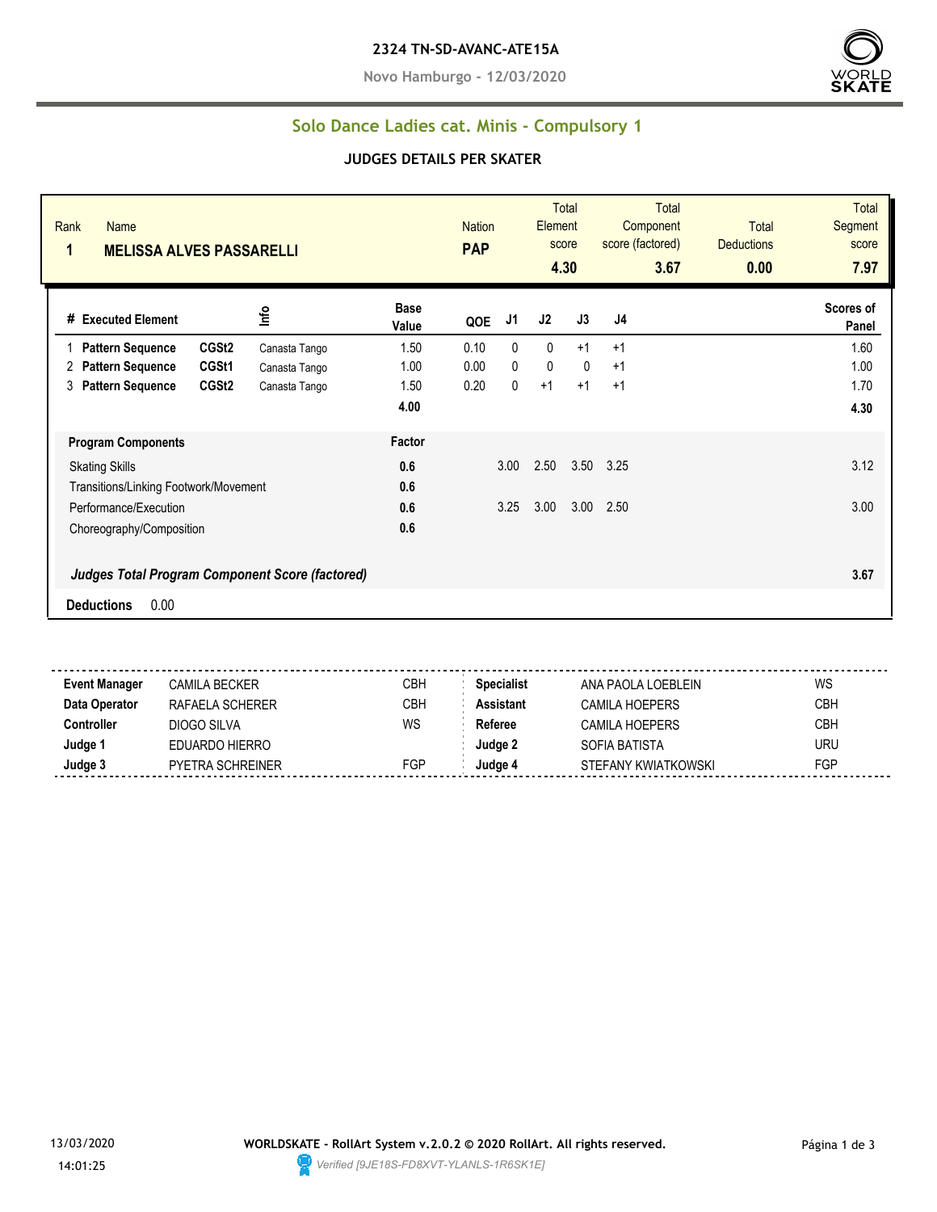**2324 TN-SD-AVANC-ATE15A**

**Novo Hamburgo - 12/03/2020**

## Solo Dance Ladies cat. Minis - Compulsory 1

### JUDGES DETAILS PER SKATER

| Rank | Name | Nation | Total Element score | Total Component score (factored) | Total Deductions | Total Segment score |
|---|---|---|---|---|---|---|
| **1** | **MELISSA ALVES PASSARELLI** | **PAP** | **4.30** | **3.67** | **0.00** | **7.97** |

| # | Executed Element | | Info | Base Value | QOE | J1 | J2 | J3 | J4 | Scores of Panel |
|---|---|---|---|---|---|---|---|---|---|---|
| 1 | **Pattern Sequence** | **CGSt2** | Canasta Tango | 1.50 | 0.10 | 0 | 0 | +1 | +1 | 1.60 |
| 2 | **Pattern Sequence** | **CGSt1** | Canasta Tango | 1.00 | 0.00 | 0 | 0 | 0 | +1 | 1.00 |
| 3 | **Pattern Sequence** | **CGSt2** | Canasta Tango | 1.50 | 0.20 | 0 | +1 | +1 | +1 | 1.70 |
| | | | | **4.00** | | | | | | **4.30** |

| Program Components | Factor | J1 | J2 | J3 | J4 | |
|---|---|---|---|---|---|---|
| Skating Skills | **0.6** | 3.00 | 2.50 | 3.50 | 3.25 | 3.12 |
| Transitions/Linking Footwork/Movement | **0.6** | | | | | |
| Performance/Execution | **0.6** | 3.25 | 3.00 | 3.00 | 2.50 | 3.00 |
| Choreography/Composition | **0.6** | | | | | |
| ***Judges Total Program Component Score (factored)*** | | | | | | **3.67** |

**Deductions** 0.00

| | | | | | |
|---|---|---|---|---|---|
| **Event Manager** | CAMILA BECKER | CBH | **Specialist** | ANA PAOLA LOEBLEIN | WS |
| **Data Operator** | RAFAELA SCHERER | CBH | **Assistant** | CAMILA HOEPERS | CBH |
| **Controller** | DIOGO SILVA | WS | **Referee** | CAMILA HOEPERS | CBH |
| **Judge 1** | EDUARDO HIERRO | | **Judge 2** | SOFIA BATISTA | URU |
| **Judge 3** | PYETRA SCHREINER | FGP | **Judge 4** | STEFANY KWIATKOWSKI | FGP |

13/03/2020 14:01:25

**WORLDSKATE - RollArt System v.2.0.2 © 2020 RollArt. All rights reserved.**

*Verified [9JE18S-FD8XVT-YLANLS-1R6SK1E]*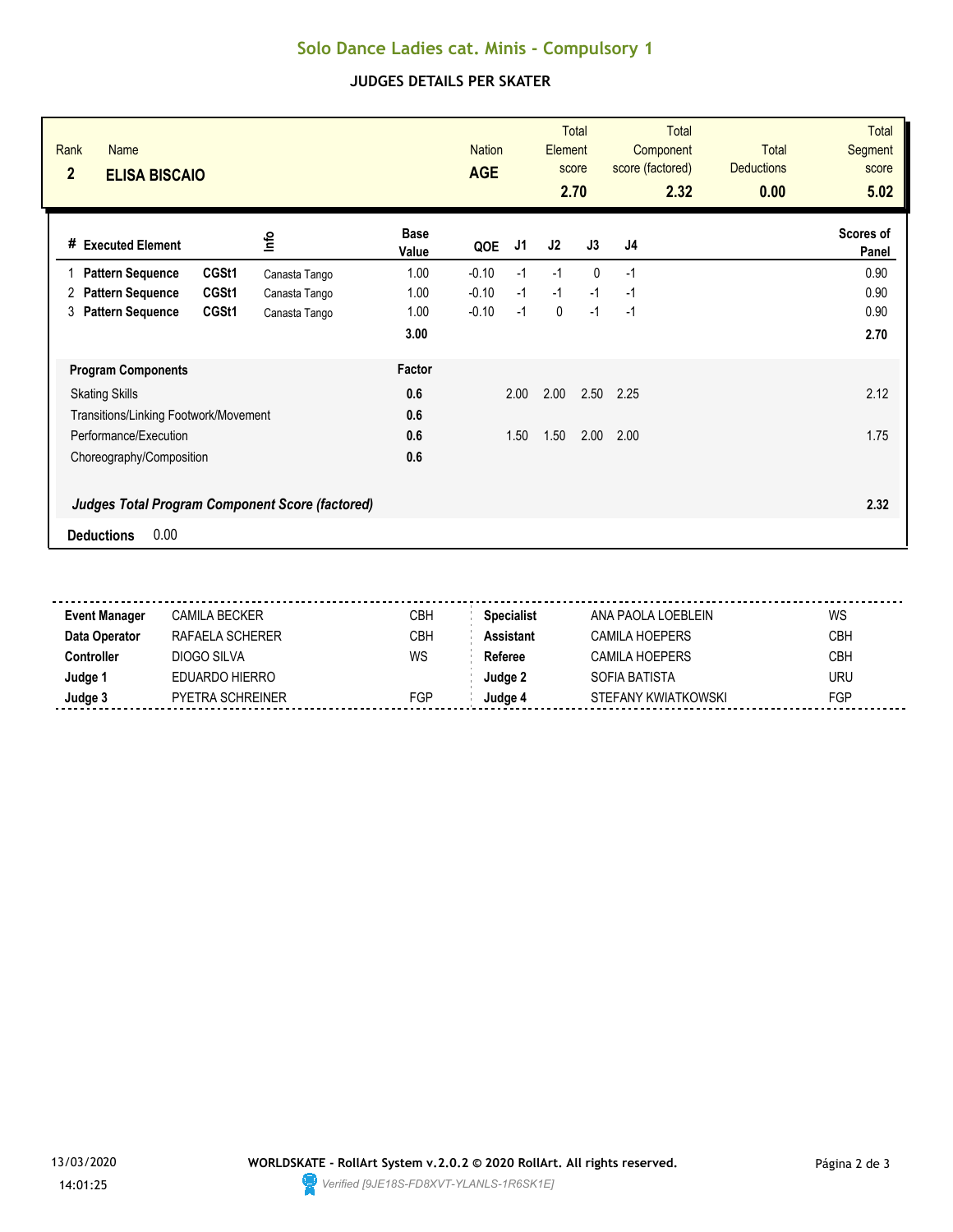# Solo Dance Ladies cat. Minis - Compulsory 1

## JUDGES DETAILS PER SKATER

| Rank | Name | Nation | Total Element score | Total Component score (factored) | Total Deductions | Total Segment score |
|---|---|---|---|---|---|---|
| 2 | ELISA BISCAIO | AGE | 2.70 | 2.32 | 0.00 | 5.02 |

| # | Executed Element | | Info | Base Value | QOE | J1 | J2 | J3 | J4 | Scores of Panel |
|---|---|---|---|---|---|---|---|---|---|---|
| 1 | Pattern Sequence | CGSt1 | Canasta Tango | 1.00 | -0.10 | -1 | -1 | 0 | -1 | 0.90 |
| 2 | Pattern Sequence | CGSt1 | Canasta Tango | 1.00 | -0.10 | -1 | -1 | -1 | -1 | 0.90 |
| 3 | Pattern Sequence | CGSt1 | Canasta Tango | 1.00 | -0.10 | -1 | 0 | -1 | -1 | 0.90 |
| | | | | 3.00 | | | | | | 2.70 |

| Program Components | Factor | J1 | J2 | J3 | J4 | |
|---|---|---|---|---|---|---|
| Skating Skills | 0.6 | 2.00 | 2.00 | 2.50 | 2.25 | 2.12 |
| Transitions/Linking Footwork/Movement | 0.6 | | | | | |
| Performance/Execution | 0.6 | 1.50 | 1.50 | 2.00 | 2.00 | 1.75 |
| Choreography/Composition | 0.6 | | | | | |
| ***Judges Total Program Component Score (factored)*** | | | | | | **2.32** |

**Deductions** 0.00

| | | | | | |
|---|---|---|---|---|---|
| **Event Manager** | CAMILA BECKER | CBH | **Specialist** | ANA PAOLA LOEBLEIN | WS |
| **Data Operator** | RAFAELA SCHERER | CBH | **Assistant** | CAMILA HOEPERS | CBH |
| **Controller** | DIOGO SILVA | WS | **Referee** | CAMILA HOEPERS | CBH |
| **Judge 1** | EDUARDO HIERRO | | **Judge 2** | SOFIA BATISTA | URU |
| **Judge 3** | PYETRA SCHREINER | FGP | **Judge 4** | STEFANY KWIATKOWSKI | FGP |

13/03/2020 14:01:25

**WORLDSKATE - RollArt System v.2.0.2 © 2020 RollArt. All rights reserved.**

*Verified [9JE18S-FD8XVT-YLANLS-1R6SK1E]*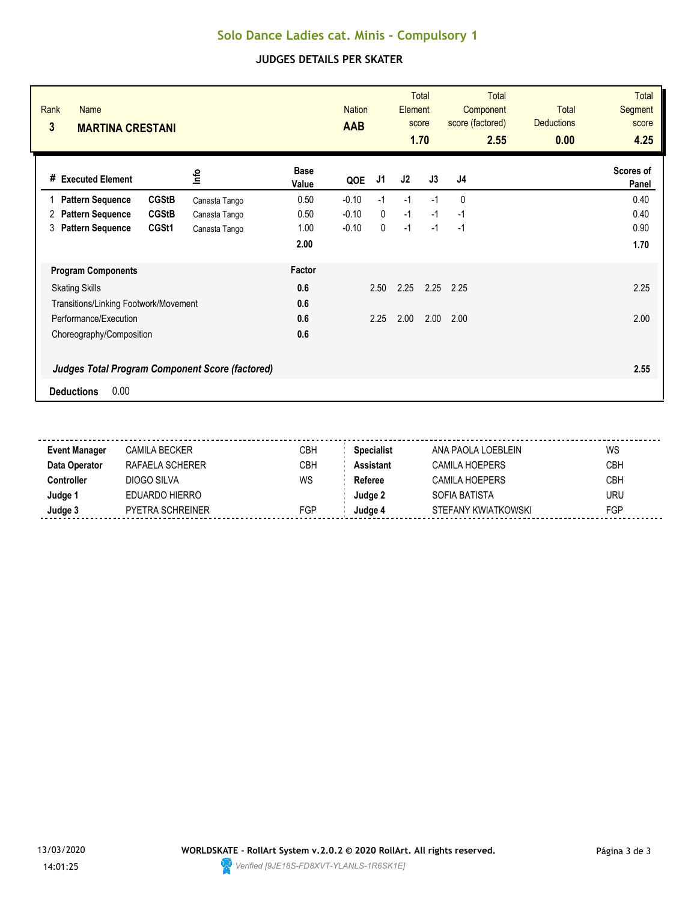# Solo Dance Ladies cat. Minis - Compulsory 1

## JUDGES DETAILS PER SKATER

| Rank | Name | Nation | Total Element score | Total Component score (factored) | Total Deductions | Total Segment score |
|---|---|---|---|---|---|---|
| 3 | **MARTINA CRESTANI** | **AAB** | **1.70** | **2.55** | **0.00** | **4.25** |

| # | Executed Element | | Info | Base Value | QOE | J1 | J2 | J3 | J4 | Scores of Panel |
|---|---|---|---|---|---|---|---|---|---|---|
| 1 | **Pattern Sequence** | **CGStB** | Canasta Tango | 0.50 | -0.10 | -1 | -1 | -1 | 0 | 0.40 |
| 2 | **Pattern Sequence** | **CGStB** | Canasta Tango | 0.50 | -0.10 | 0 | -1 | -1 | -1 | 0.40 |
| 3 | **Pattern Sequence** | **CGSt1** | Canasta Tango | 1.00 | -0.10 | 0 | -1 | -1 | -1 | 0.90 |
| | | | | **2.00** | | | | | | **1.70** |

| Program Components | Factor | J1 | J2 | J3 | J4 | Scores of Panel |
|---|---|---|---|---|---|---|
| Skating Skills | **0.6** | 2.50 | 2.25 | 2.25 | 2.25 | 2.25 |
| Transitions/Linking Footwork/Movement | **0.6** | | | | | |
| Performance/Execution | **0.6** | 2.25 | 2.00 | 2.00 | 2.00 | 2.00 |
| Choreography/Composition | **0.6** | | | | | |
| ***Judges Total Program Component Score (factored)*** | | | | | | **2.55** |

**Deductions** 0.00

| | | | | | |
|---|---|---|---|---|---|
| **Event Manager** | CAMILA BECKER | CBH | **Specialist** | ANA PAOLA LOEBLEIN | WS |
| **Data Operator** | RAFAELA SCHERER | CBH | **Assistant** | CAMILA HOEPERS | CBH |
| **Controller** | DIOGO SILVA | WS | **Referee** | CAMILA HOEPERS | CBH |
| **Judge 1** | EDUARDO HIERRO | | **Judge 2** | SOFIA BATISTA | URU |
| **Judge 3** | PYETRA SCHREINER | FGP | **Judge 4** | STEFANY KWIATKOWSKI | FGP |

13/03/2020
14:01:25

**WORLDSKATE - RollArt System v.2.0.2 © 2020 RollArt. All rights reserved.**
*Verified [9JE18S-FD8XVT-YLANLS-1R6SK1E]*